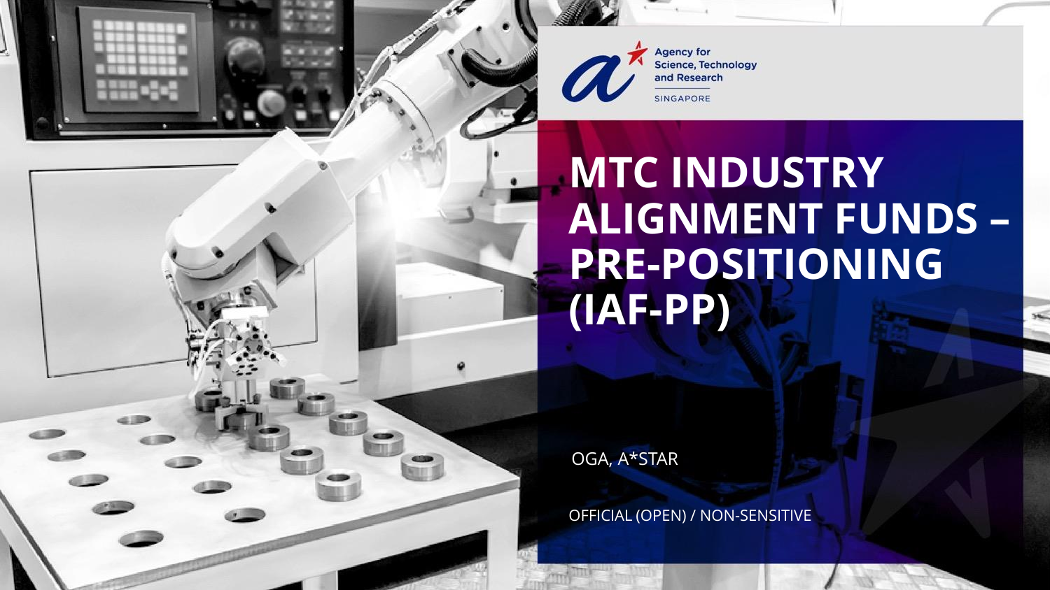Agency for Science, Technology and Research

SINGAPORE

# MTC INDUSTRY ALIGNMENT FUNDS – PRE-POSITIONING (IAF-PP)

OGA, A*STAR

OFFICIAL (OPEN) / NON-SENSITIVE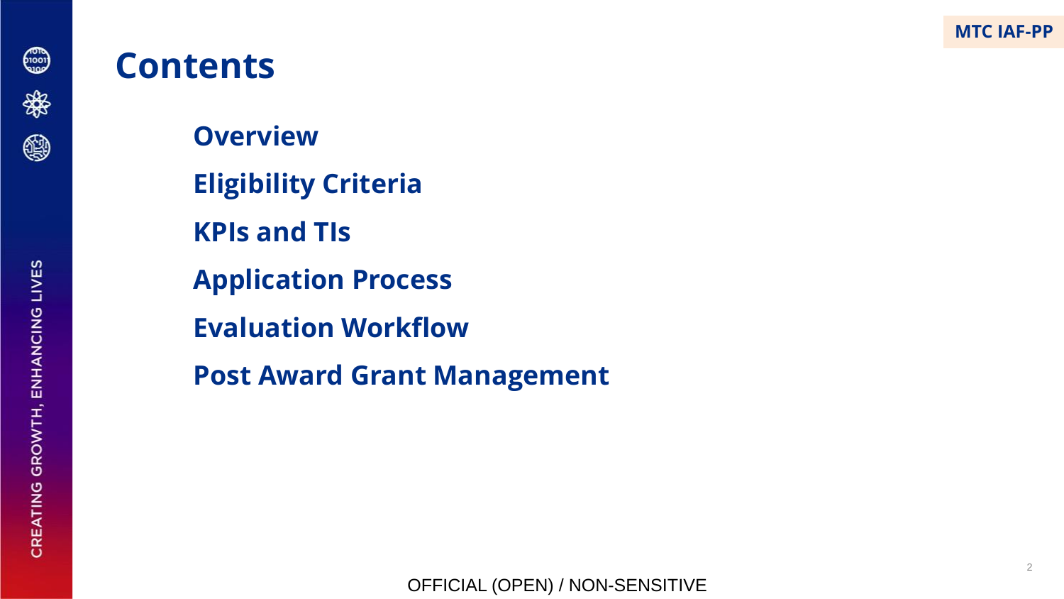# Contents

**Overview**

**Eligibility Criteria**

**KPIs and TIs**

**Application Process**

**Evaluation Workflow**

**Post Award Grant Management**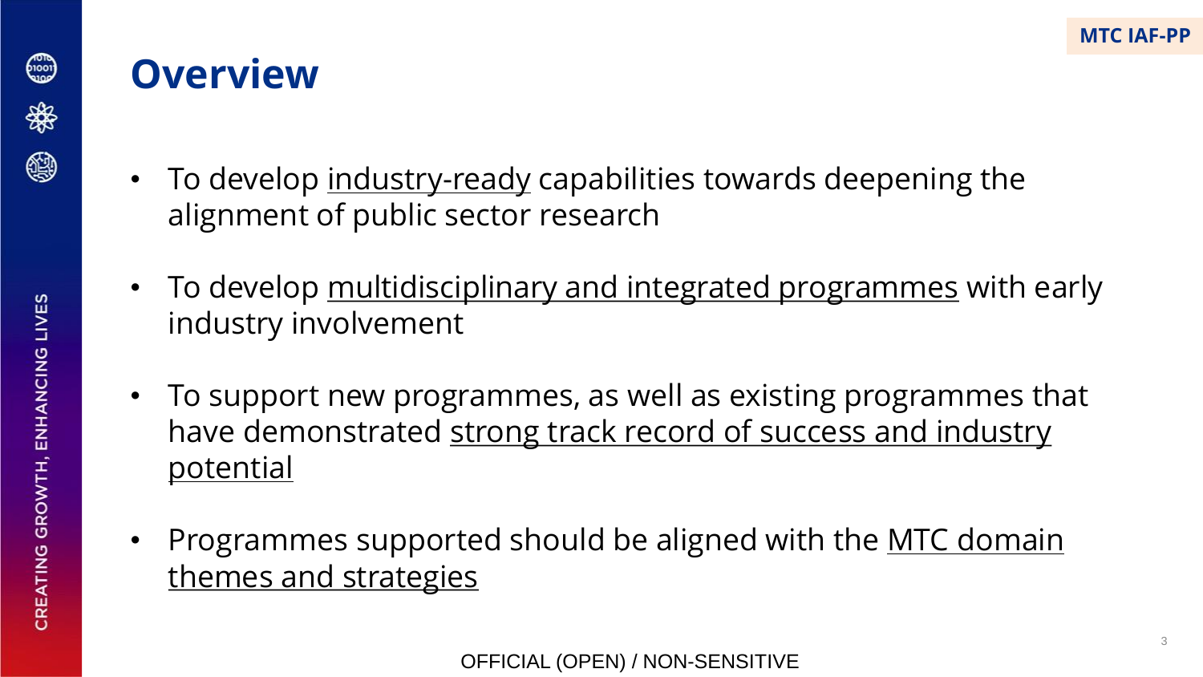# Overview

- To develop <u>industry-ready</u> capabilities towards deepening the alignment of public sector research
- To develop <u>multidisciplinary and integrated programmes</u> with early industry involvement
- To support new programmes, as well as existing programmes that have demonstrated <u>strong track record of success and industry potential</u>
- Programmes supported should be aligned with the <u>MTC domain themes and strategies</u>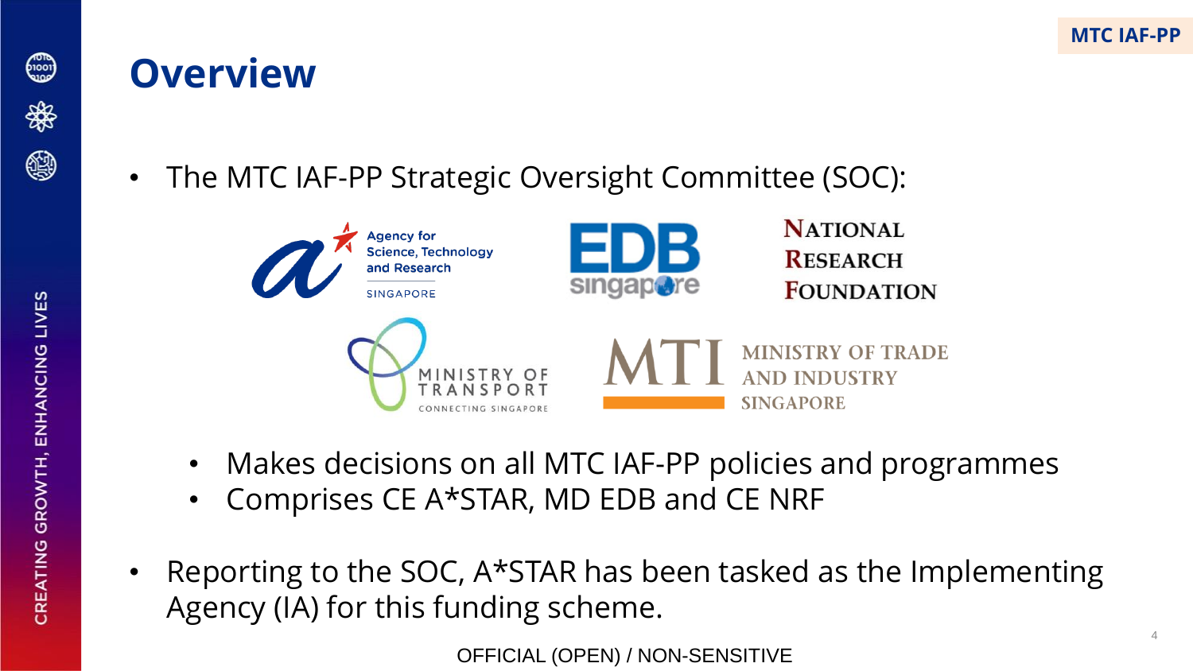# Overview

- The MTC IAF-PP Strategic Oversight Committee (SOC):
    - Makes decisions on all MTC IAF-PP policies and programmes
    - Comprises CE A*STAR, MD EDB and CE NRF
- Reporting to the SOC, A*STAR has been tasked as the Implementing Agency (IA) for this funding scheme.

OFFICIAL (OPEN) / NON-SENSITIVE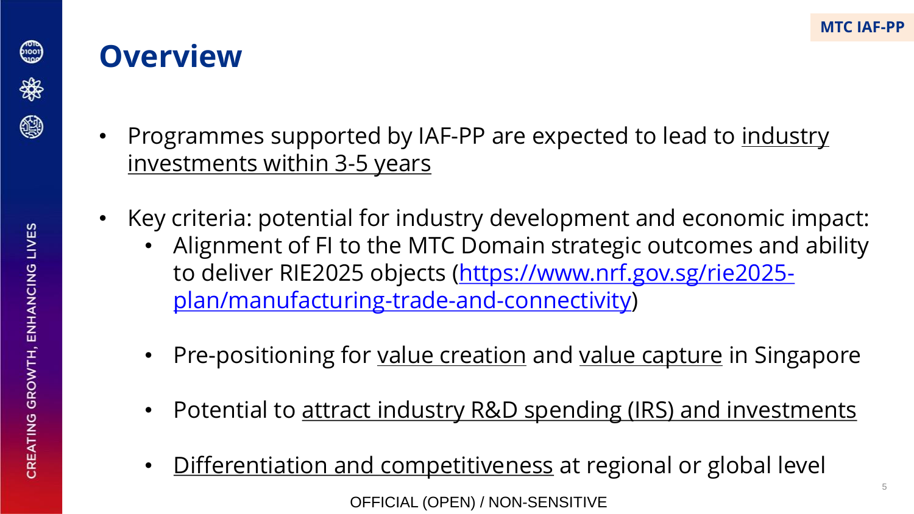# Overview

- Programmes supported by IAF-PP are expected to lead to industry investments within 3-5 years

- Key criteria: potential for industry development and economic impact:
  - Alignment of FI to the MTC Domain strategic outcomes and ability to deliver RIE2025 objects (https://www.nrf.gov.sg/rie2025-plan/manufacturing-trade-and-connectivity)
  - Pre-positioning for value creation and value capture in Singapore
  - Potential to attract industry R&D spending (IRS) and investments
  - Differentiation and competitiveness at regional or global level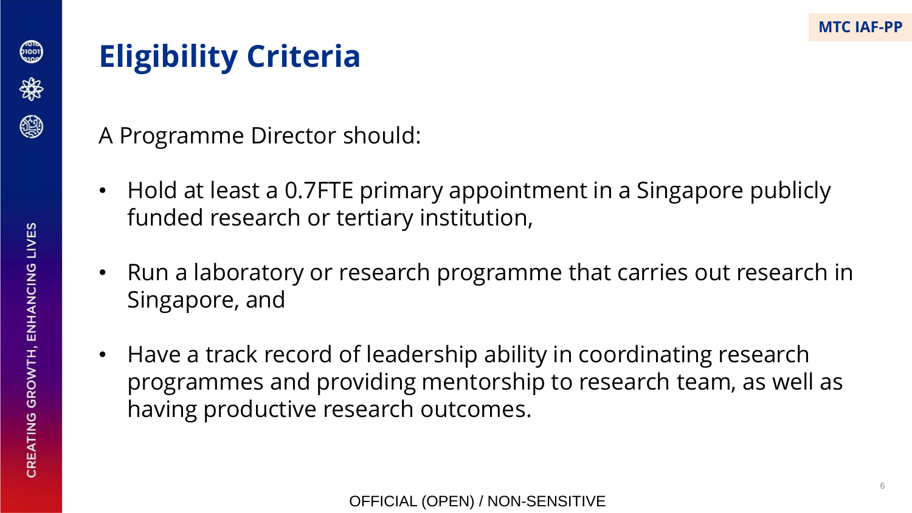# Eligibility Criteria

A Programme Director should:

- Hold at least a 0.7FTE primary appointment in a Singapore publicly funded research or tertiary institution,
- Run a laboratory or research programme that carries out research in Singapore, and
- Have a track record of leadership ability in coordinating research programmes and providing mentorship to research team, as well as having productive research outcomes.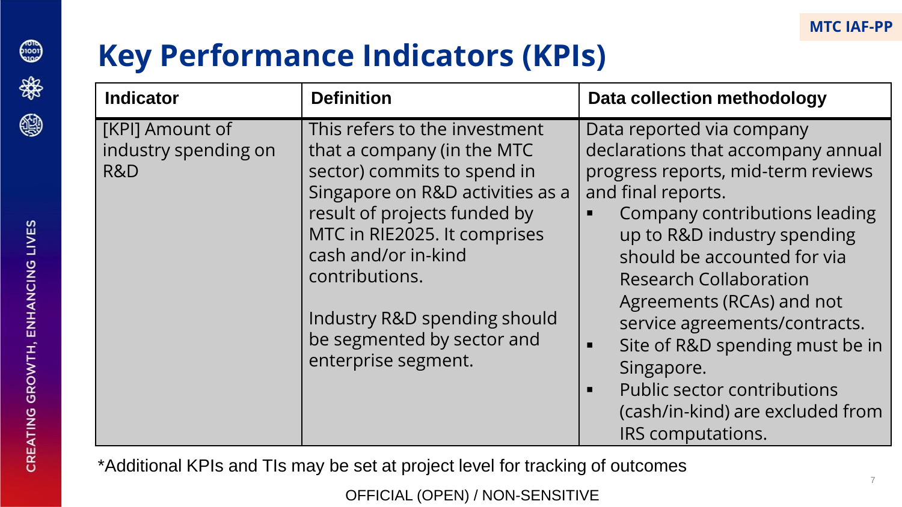# Key Performance Indicators (KPIs)

| Indicator | Definition | Data collection methodology |
| --- | --- | --- |
| [KPI] Amount of industry spending on R&D | This refers to the investment that a company (in the MTC sector) commits to spend in Singapore on R&D activities as a result of projects funded by MTC in RIE2025. It comprises cash and/or in-kind contributions.<br><br>Industry R&D spending should be segmented by sector and enterprise segment. | Data reported via company declarations that accompany annual progress reports, mid-term reviews and final reports.<br>▪ Company contributions leading up to R&D industry spending should be accounted for via Research Collaboration Agreements (RCAs) and not service agreements/contracts.<br>▪ Site of R&D spending must be in Singapore.<br>▪ Public sector contributions (cash/in-kind) are excluded from IRS computations. |

*Additional KPIs and TIs may be set at project level for tracking of outcomes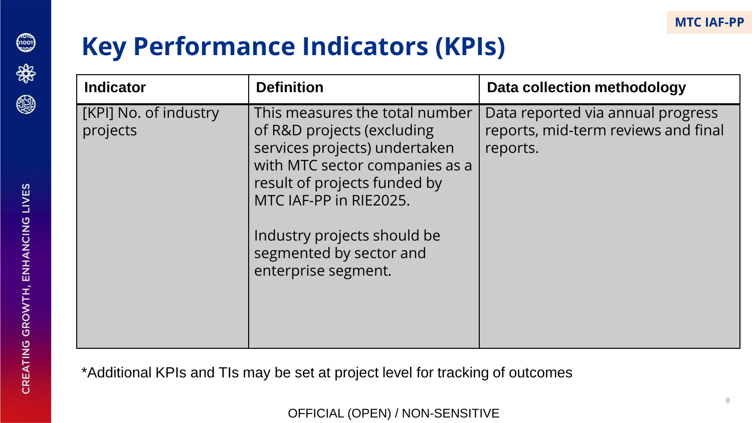# Key Performance Indicators (KPIs)

| Indicator | Definition | Data collection methodology |
|---|---|---|
| [KPI] No. of industry projects | This measures the total number of R&D projects (excluding services projects) undertaken with MTC sector companies as a result of projects funded by MTC IAF-PP in RIE2025.<br><br>Industry projects should be segmented by sector and enterprise segment. | Data reported via annual progress reports, mid-term reviews and final reports. |

*Additional KPIs and TIs may be set at project level for tracking of outcomes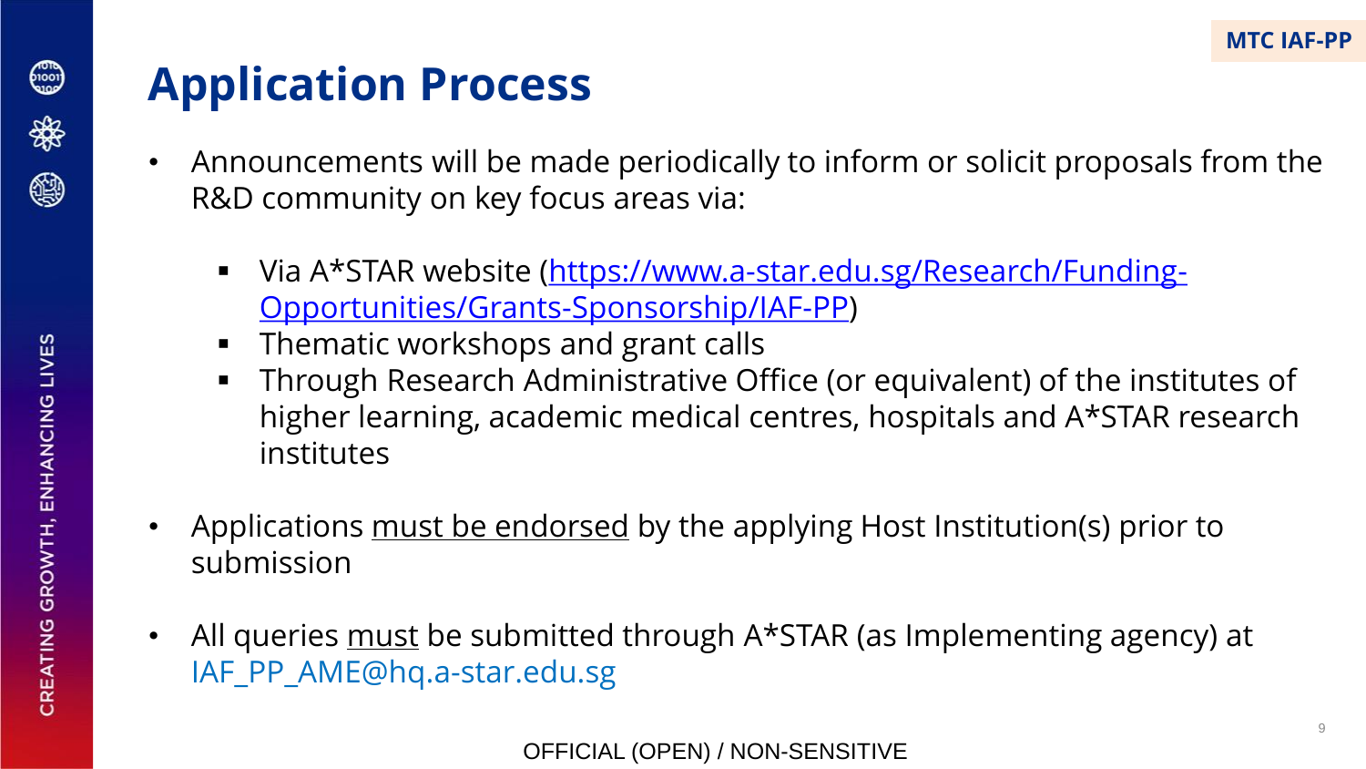# Application Process

- Announcements will be made periodically to inform or solicit proposals from the R&D community on key focus areas via:
  - Via A*STAR website (https://www.a-star.edu.sg/Research/Funding-Opportunities/Grants-Sponsorship/IAF-PP)
  - Thematic workshops and grant calls
  - Through Research Administrative Office (or equivalent) of the institutes of higher learning, academic medical centres, hospitals and A*STAR research institutes
- Applications must be endorsed by the applying Host Institution(s) prior to submission
- All queries must be submitted through A*STAR (as Implementing agency) at IAF_PP_AME@hq.a-star.edu.sg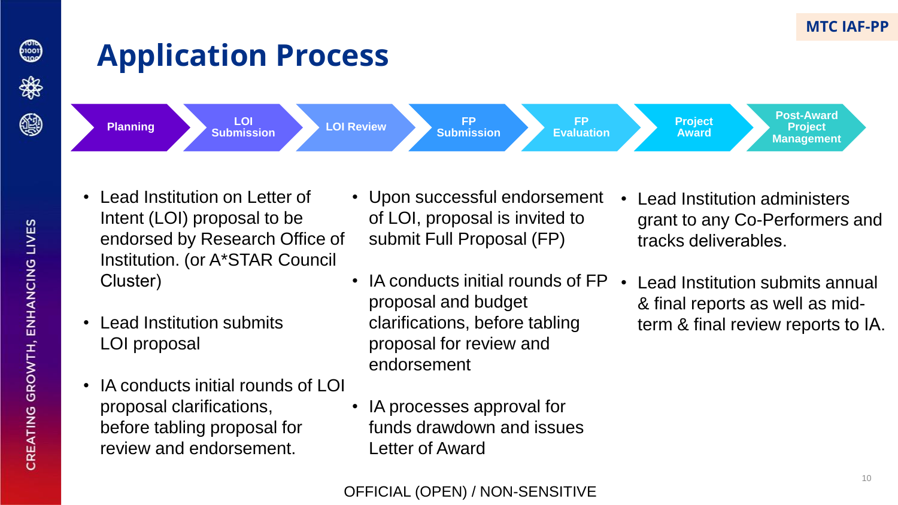MTC IAF-PP

# Application Process

Planning → LOI Submission → LOI Review → FP Submission → FP Evaluation → Project Award → Post-Award Project Management

- Lead Institution on Letter of Intent (LOI) proposal to be endorsed by Research Office of Institution. (or A*STAR Council Cluster)
- Lead Institution submits LOI proposal
- IA conducts initial rounds of LOI proposal clarifications, before tabling proposal for review and endorsement.

- Upon successful endorsement of LOI, proposal is invited to submit Full Proposal (FP)
- IA conducts initial rounds of FP proposal and budget clarifications, before tabling proposal for review and endorsement
- IA processes approval for funds drawdown and issues Letter of Award

- Lead Institution administers grant to any Co-Performers and tracks deliverables.
- Lead Institution submits annual & final reports as well as mid-term & final review reports to IA.

OFFICIAL (OPEN) / NON-SENSITIVE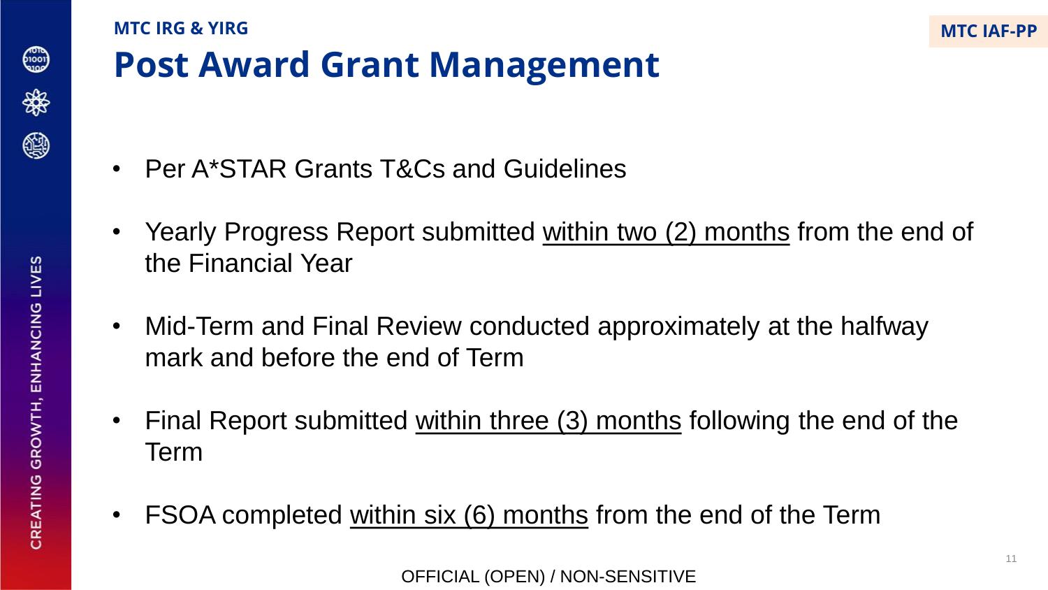MTC IRG & YIRG

# Post Award Grant Management

MTC IAF-PP

- Per A*STAR Grants T&Cs and Guidelines
- Yearly Progress Report submitted <u>within two (2) months</u> from the end of the Financial Year
- Mid-Term and Final Review conducted approximately at the halfway mark and before the end of Term
- Final Report submitted <u>within three (3) months</u> following the end of the Term
- FSOA completed <u>within six (6) months</u> from the end of the Term

OFFICIAL (OPEN) / NON-SENSITIVE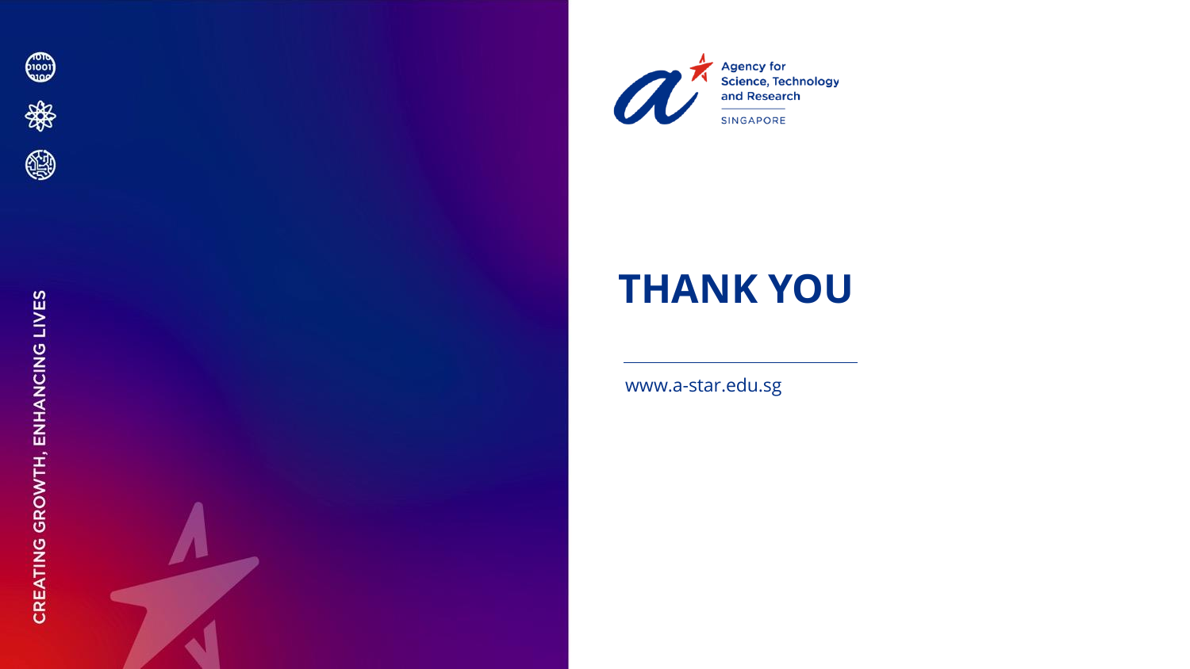CREATING GROWTH, ENHANCING LIVES

Agency for Science, Technology and Research

SINGAPORE

# THANK YOU

www.a-star.edu.sg